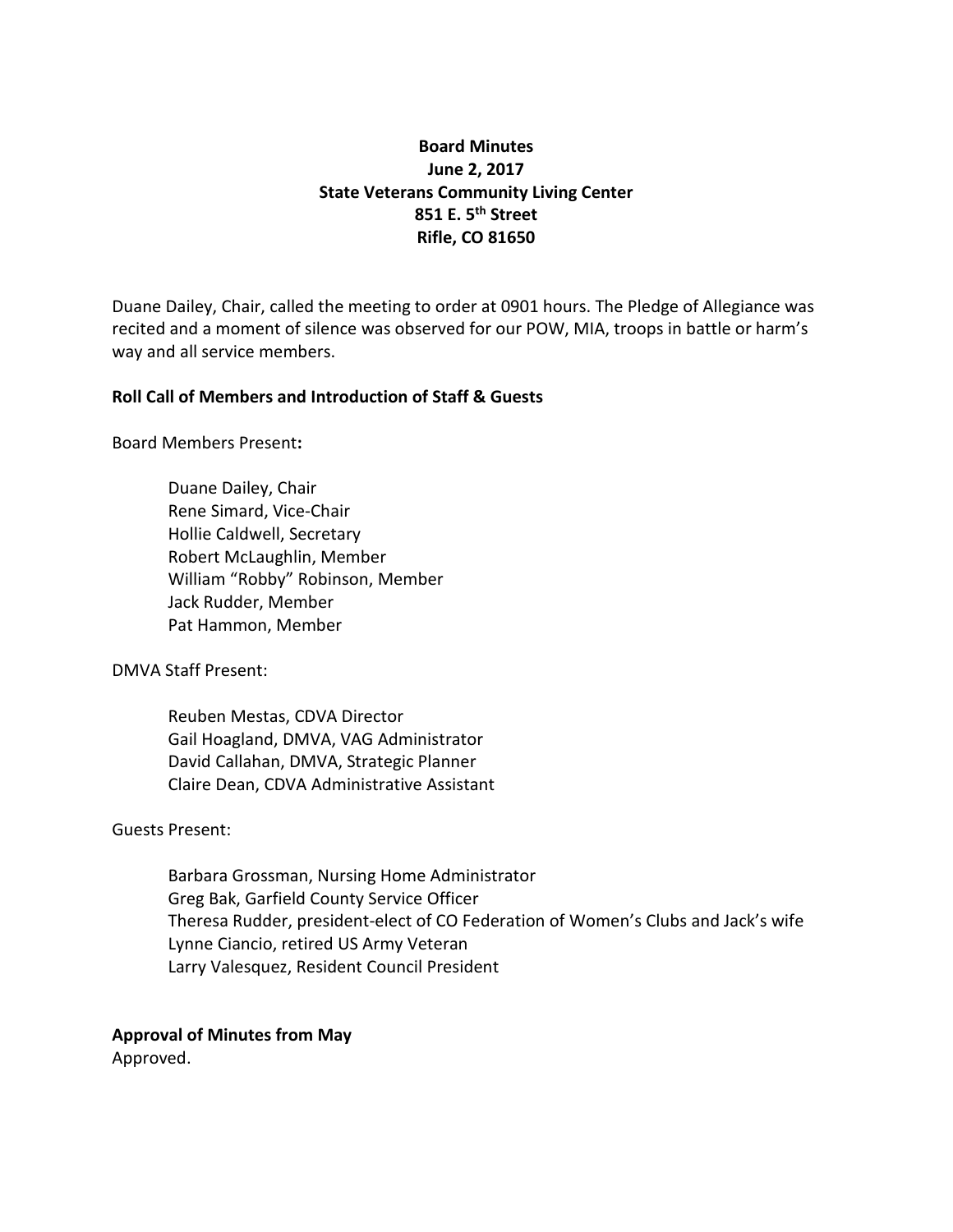**Board Minutes**
**June 2, 2017**
**State Veterans Community Living Center**
**851 E. 5th Street**
**Rifle, CO 81650**

Duane Dailey, Chair, called the meeting to order at 0901 hours. The Pledge of Allegiance was recited and a moment of silence was observed for our POW, MIA, troops in battle or harm's way and all service members.

**Roll Call of Members and Introduction of Staff & Guests**

Board Members Present**:**

- Duane Dailey, Chair
- Rene Simard, Vice-Chair
- Hollie Caldwell, Secretary
- Robert McLaughlin, Member
- William "Robby" Robinson, Member
- Jack Rudder, Member
- Pat Hammon, Member

DMVA Staff Present:

- Reuben Mestas, CDVA Director
- Gail Hoagland, DMVA, VAG Administrator
- David Callahan, DMVA, Strategic Planner
- Claire Dean, CDVA Administrative Assistant

Guests Present:

- Barbara Grossman, Nursing Home Administrator
- Greg Bak, Garfield County Service Officer
- Theresa Rudder, president-elect of CO Federation of Women's Clubs and Jack's wife
- Lynne Ciancio, retired US Army Veteran
- Larry Valesquez, Resident Council President

**Approval of Minutes from May**
Approved.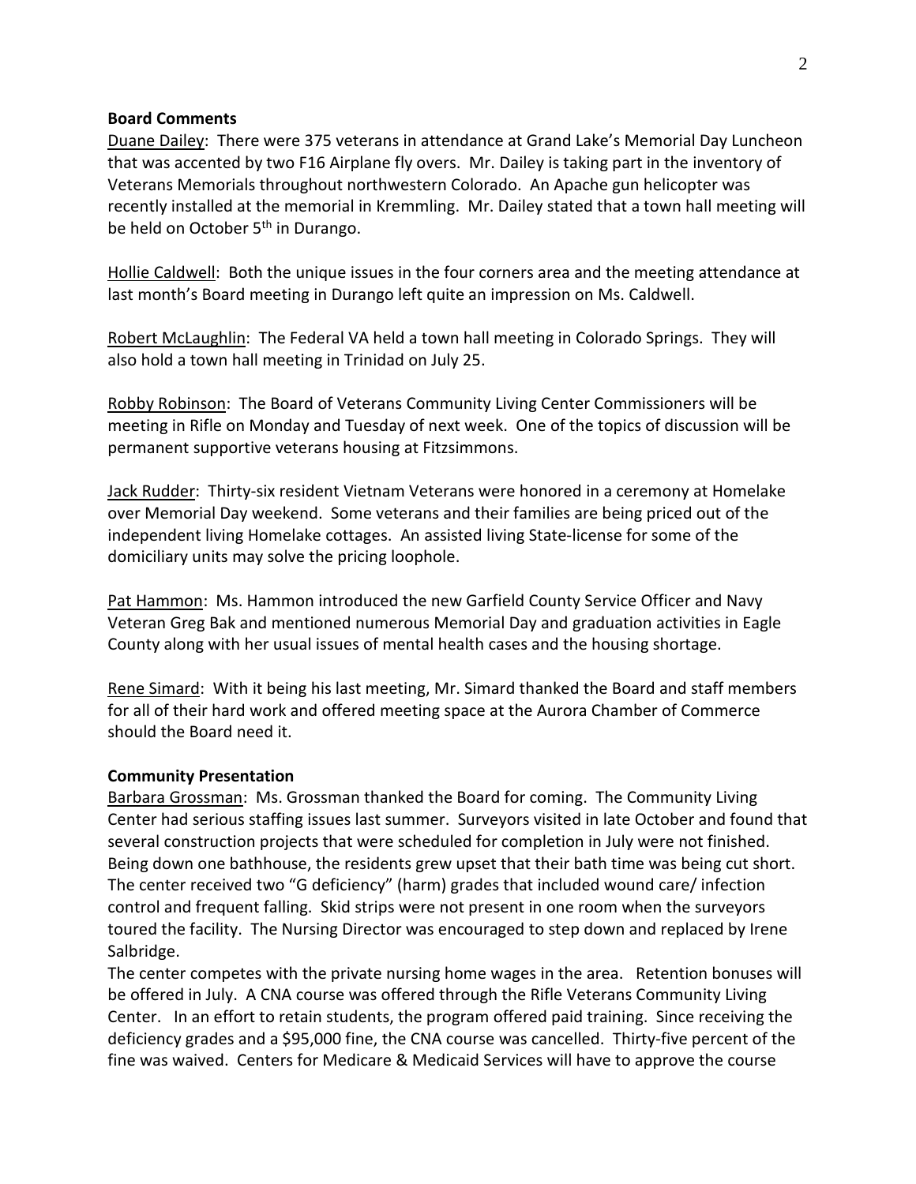**Board Comments**

Duane Dailey: There were 375 veterans in attendance at Grand Lake's Memorial Day Luncheon that was accented by two F16 Airplane fly overs. Mr. Dailey is taking part in the inventory of Veterans Memorials throughout northwestern Colorado. An Apache gun helicopter was recently installed at the memorial in Kremmling. Mr. Dailey stated that a town hall meeting will be held on October 5th in Durango.

Hollie Caldwell: Both the unique issues in the four corners area and the meeting attendance at last month's Board meeting in Durango left quite an impression on Ms. Caldwell.

Robert McLaughlin: The Federal VA held a town hall meeting in Colorado Springs. They will also hold a town hall meeting in Trinidad on July 25.

Robby Robinson: The Board of Veterans Community Living Center Commissioners will be meeting in Rifle on Monday and Tuesday of next week. One of the topics of discussion will be permanent supportive veterans housing at Fitzsimmons.

Jack Rudder: Thirty-six resident Vietnam Veterans were honored in a ceremony at Homelake over Memorial Day weekend. Some veterans and their families are being priced out of the independent living Homelake cottages. An assisted living State-license for some of the domiciliary units may solve the pricing loophole.

Pat Hammon: Ms. Hammon introduced the new Garfield County Service Officer and Navy Veteran Greg Bak and mentioned numerous Memorial Day and graduation activities in Eagle County along with her usual issues of mental health cases and the housing shortage.

Rene Simard: With it being his last meeting, Mr. Simard thanked the Board and staff members for all of their hard work and offered meeting space at the Aurora Chamber of Commerce should the Board need it.

**Community Presentation**

Barbara Grossman: Ms. Grossman thanked the Board for coming. The Community Living Center had serious staffing issues last summer. Surveyors visited in late October and found that several construction projects that were scheduled for completion in July were not finished. Being down one bathhouse, the residents grew upset that their bath time was being cut short. The center received two "G deficiency" (harm) grades that included wound care/ infection control and frequent falling. Skid strips were not present in one room when the surveyors toured the facility. The Nursing Director was encouraged to step down and replaced by Irene Salbridge.

The center competes with the private nursing home wages in the area. Retention bonuses will be offered in July. A CNA course was offered through the Rifle Veterans Community Living Center. In an effort to retain students, the program offered paid training. Since receiving the deficiency grades and a $95,000 fine, the CNA course was cancelled. Thirty-five percent of the fine was waived. Centers for Medicare & Medicaid Services will have to approve the course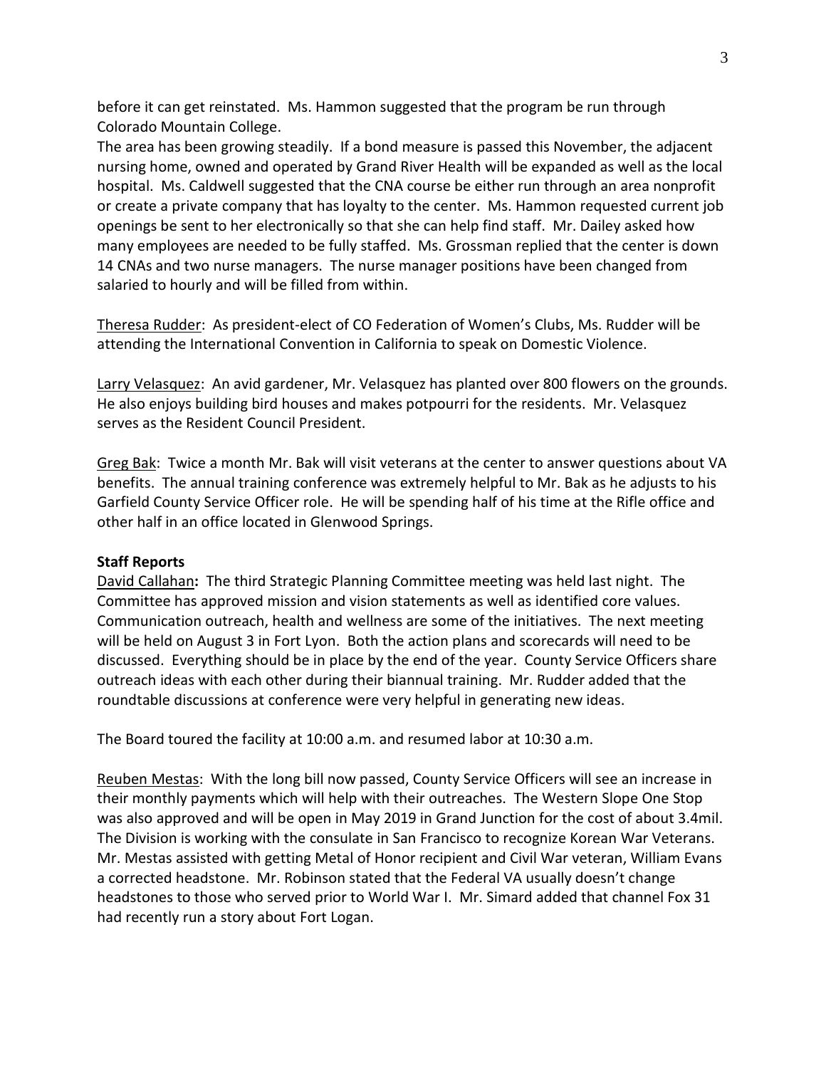before it can get reinstated. Ms. Hammon suggested that the program be run through Colorado Mountain College.

The area has been growing steadily. If a bond measure is passed this November, the adjacent nursing home, owned and operated by Grand River Health will be expanded as well as the local hospital. Ms. Caldwell suggested that the CNA course be either run through an area nonprofit or create a private company that has loyalty to the center. Ms. Hammon requested current job openings be sent to her electronically so that she can help find staff. Mr. Dailey asked how many employees are needed to be fully staffed. Ms. Grossman replied that the center is down 14 CNAs and two nurse managers. The nurse manager positions have been changed from salaried to hourly and will be filled from within.

<u>Theresa Rudder</u>: As president-elect of CO Federation of Women's Clubs, Ms. Rudder will be attending the International Convention in California to speak on Domestic Violence.

<u>Larry Velasquez</u>: An avid gardener, Mr. Velasquez has planted over 800 flowers on the grounds. He also enjoys building bird houses and makes potpourri for the residents. Mr. Velasquez serves as the Resident Council President.

<u>Greg Bak</u>: Twice a month Mr. Bak will visit veterans at the center to answer questions about VA benefits. The annual training conference was extremely helpful to Mr. Bak as he adjusts to his Garfield County Service Officer role. He will be spending half of his time at the Rifle office and other half in an office located in Glenwood Springs.

**Staff Reports**

<u>David Callahan</u>**:** The third Strategic Planning Committee meeting was held last night. The Committee has approved mission and vision statements as well as identified core values. Communication outreach, health and wellness are some of the initiatives. The next meeting will be held on August 3 in Fort Lyon. Both the action plans and scorecards will need to be discussed. Everything should be in place by the end of the year. County Service Officers share outreach ideas with each other during their biannual training. Mr. Rudder added that the roundtable discussions at conference were very helpful in generating new ideas.

The Board toured the facility at 10:00 a.m. and resumed labor at 10:30 a.m.

<u>Reuben Mestas</u>: With the long bill now passed, County Service Officers will see an increase in their monthly payments which will help with their outreaches. The Western Slope One Stop was also approved and will be open in May 2019 in Grand Junction for the cost of about 3.4mil. The Division is working with the consulate in San Francisco to recognize Korean War Veterans. Mr. Mestas assisted with getting Metal of Honor recipient and Civil War veteran, William Evans a corrected headstone. Mr. Robinson stated that the Federal VA usually doesn't change headstones to those who served prior to World War I. Mr. Simard added that channel Fox 31 had recently run a story about Fort Logan.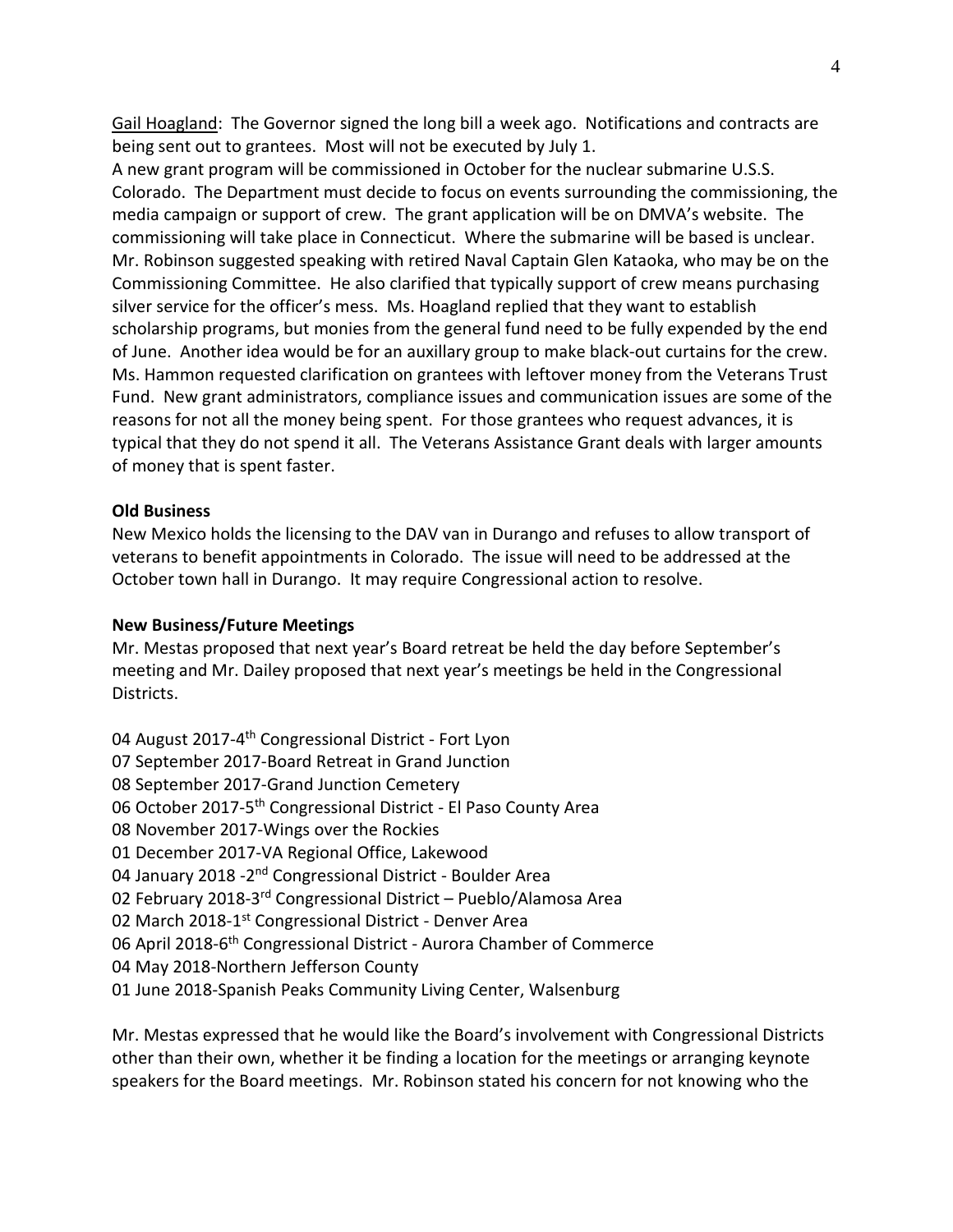Gail Hoagland: The Governor signed the long bill a week ago. Notifications and contracts are being sent out to grantees. Most will not be executed by July 1.
A new grant program will be commissioned in October for the nuclear submarine U.S.S. Colorado. The Department must decide to focus on events surrounding the commissioning, the media campaign or support of crew. The grant application will be on DMVA's website. The commissioning will take place in Connecticut. Where the submarine will be based is unclear. Mr. Robinson suggested speaking with retired Naval Captain Glen Kataoka, who may be on the Commissioning Committee. He also clarified that typically support of crew means purchasing silver service for the officer's mess. Ms. Hoagland replied that they want to establish scholarship programs, but monies from the general fund need to be fully expended by the end of June. Another idea would be for an auxillary group to make black-out curtains for the crew. Ms. Hammon requested clarification on grantees with leftover money from the Veterans Trust Fund. New grant administrators, compliance issues and communication issues are some of the reasons for not all the money being spent. For those grantees who request advances, it is typical that they do not spend it all. The Veterans Assistance Grant deals with larger amounts of money that is spent faster.

**Old Business**

New Mexico holds the licensing to the DAV van in Durango and refuses to allow transport of veterans to benefit appointments in Colorado. The issue will need to be addressed at the October town hall in Durango. It may require Congressional action to resolve.

**New Business/Future Meetings**

Mr. Mestas proposed that next year's Board retreat be held the day before September's meeting and Mr. Dailey proposed that next year's meetings be held in the Congressional Districts.

04 August 2017-4th Congressional District - Fort Lyon
07 September 2017-Board Retreat in Grand Junction
08 September 2017-Grand Junction Cemetery
06 October 2017-5th Congressional District - El Paso County Area
08 November 2017-Wings over the Rockies
01 December 2017-VA Regional Office, Lakewood
04 January 2018 -2nd Congressional District - Boulder Area
02 February 2018-3rd Congressional District – Pueblo/Alamosa Area
02 March 2018-1st Congressional District - Denver Area
06 April 2018-6th Congressional District - Aurora Chamber of Commerce
04 May 2018-Northern Jefferson County
01 June 2018-Spanish Peaks Community Living Center, Walsenburg

Mr. Mestas expressed that he would like the Board's involvement with Congressional Districts other than their own, whether it be finding a location for the meetings or arranging keynote speakers for the Board meetings. Mr. Robinson stated his concern for not knowing who the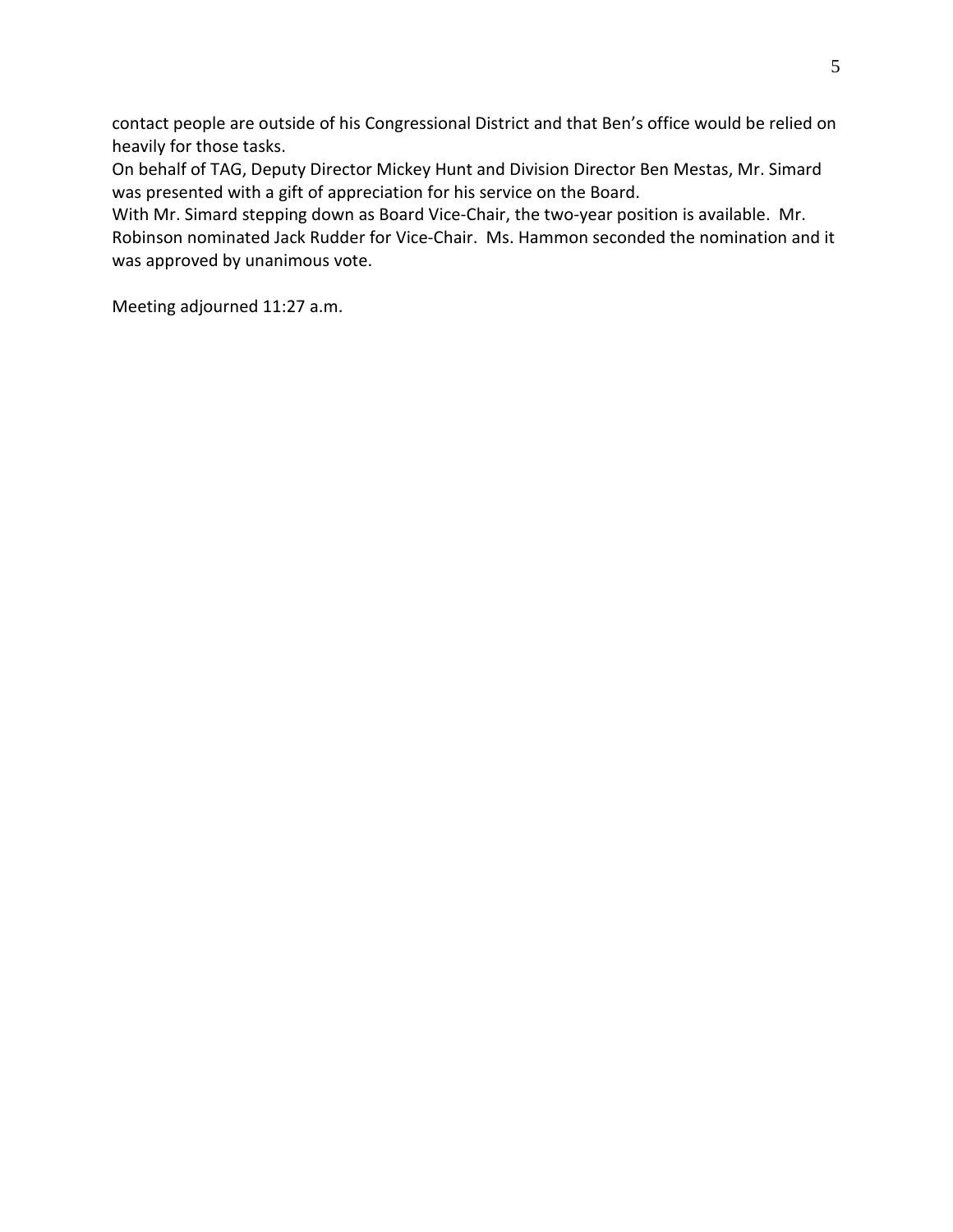contact people are outside of his Congressional District and that Ben's office would be relied on heavily for those tasks.

On behalf of TAG, Deputy Director Mickey Hunt and Division Director Ben Mestas, Mr. Simard was presented with a gift of appreciation for his service on the Board.

With Mr. Simard stepping down as Board Vice-Chair, the two-year position is available. Mr. Robinson nominated Jack Rudder for Vice-Chair. Ms. Hammon seconded the nomination and it was approved by unanimous vote.

Meeting adjourned 11:27 a.m.